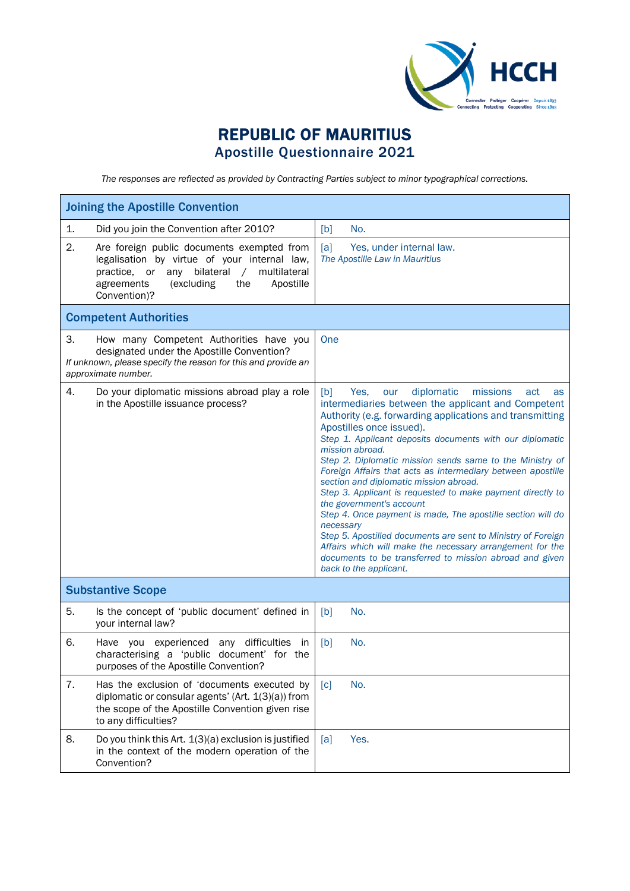# REPUBLIC OF MAURITIUS
## Apostille Questionnaire 2021

*The responses are reflected as provided by Contracting Parties subject to minor typographical corrections.*

| Joining the Apostille Convention | |
|---|---|
| 1. Did you join the Convention after 2010? | [b] No. |
| 2. Are foreign public documents exempted from legalisation by virtue of your internal law, practice, or any bilateral / multilateral agreements (excluding the Apostille Convention)? | [a] Yes, under internal law.<br>*The Apostille Law in Mauritius* |
| **Competent Authorities** | |
| 3. How many Competent Authorities have you designated under the Apostille Convention?<br>*If unknown, please specify the reason for this and provide an approximate number.* | One |
| 4. Do your diplomatic missions abroad play a role in the Apostille issuance process? | [b] Yes, our diplomatic missions act as intermediaries between the applicant and Competent Authority (e.g. forwarding applications and transmitting Apostilles once issued).<br>*Step 1. Applicant deposits documents with our diplomatic mission abroad.*<br>*Step 2. Diplomatic mission sends same to the Ministry of Foreign Affairs that acts as intermediary between apostille section and diplomatic mission abroad.*<br>*Step 3. Applicant is requested to make payment directly to the government's account*<br>*Step 4. Once payment is made, The apostille section will do necessary*<br>*Step 5. Apostilled documents are sent to Ministry of Foreign Affairs which will make the necessary arrangement for the documents to be transferred to mission abroad and given back to the applicant.* |
| **Substantive Scope** | |
| 5. Is the concept of 'public document' defined in your internal law? | [b] No. |
| 6. Have you experienced any difficulties in characterising a 'public document' for the purposes of the Apostille Convention? | [b] No. |
| 7. Has the exclusion of 'documents executed by diplomatic or consular agents' (Art. 1(3)(a)) from the scope of the Apostille Convention given rise to any difficulties? | [c] No. |
| 8. Do you think this Art. 1(3)(a) exclusion is justified in the context of the modern operation of the Convention? | [a] Yes. |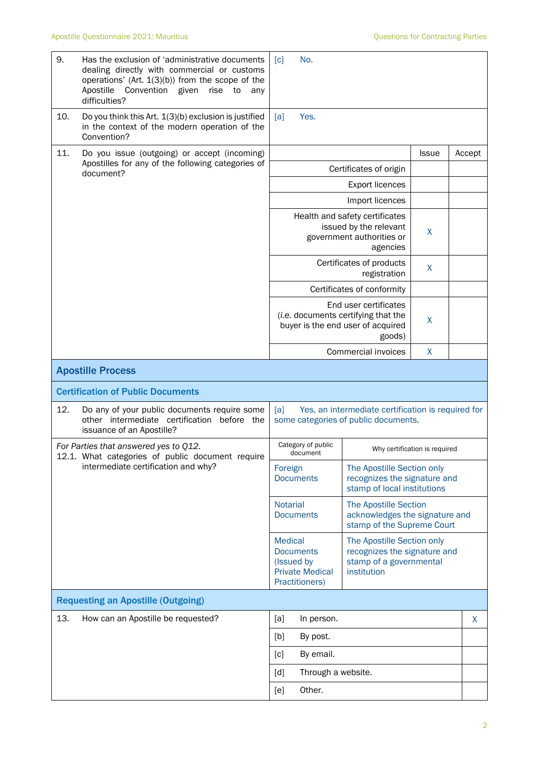| | | | |
|---|---|---|---|
| 9. Has the exclusion of 'administrative documents dealing directly with commercial or customs operations' (Art. 1(3)(b)) from the scope of the Apostille Convention given rise to any difficulties? | [c] No. | | |
| 10. Do you think this Art. 1(3)(b) exclusion is justified in the context of the modern operation of the Convention? | [a] Yes. | | |
| 11. Do you issue (outgoing) or accept (incoming) Apostilles for any of the following categories of document? | | Issue | Accept |
| | Certificates of origin | | |
| | Export licences | | |
| | Import licences | | |
| | Health and safety certificates issued by the relevant government authorities or agencies | X | |
| | Certificates of products registration | X | |
| | Certificates of conformity | | |
| | End user certificates (*i.e.* documents certifying that the buyer is the end user of acquired goods) | X | |
| | Commercial invoices | X | |

## Apostille Process

### Certification of Public Documents

| | | |
|---|---|---|
| 12. Do any of your public documents require some other intermediate certification before the issuance of an Apostille? | [a] Yes, an intermediate certification is required for some categories of public documents. | |
| *For Parties that answered yes to Q12.* 12.1. What categories of public document require intermediate certification and why? | Category of public document | Why certification is required |
| | Foreign Documents | The Apostille Section only recognizes the signature and stamp of local institutions |
| | Notarial Documents | The Apostille Section acknowledges the signature and stamp of the Supreme Court |
| | Medical Documents (Issued by Private Medical Practitioners) | The Apostille Section only recognizes the signature and stamp of a governmental institution |

### Requesting an Apostille (Outgoing)

| | | |
|---|---|---|
| 13. How can an Apostille be requested? | [a] In person. | X |
| | [b] By post. | |
| | [c] By email. | |
| | [d] Through a website. | |
| | [e] Other. | |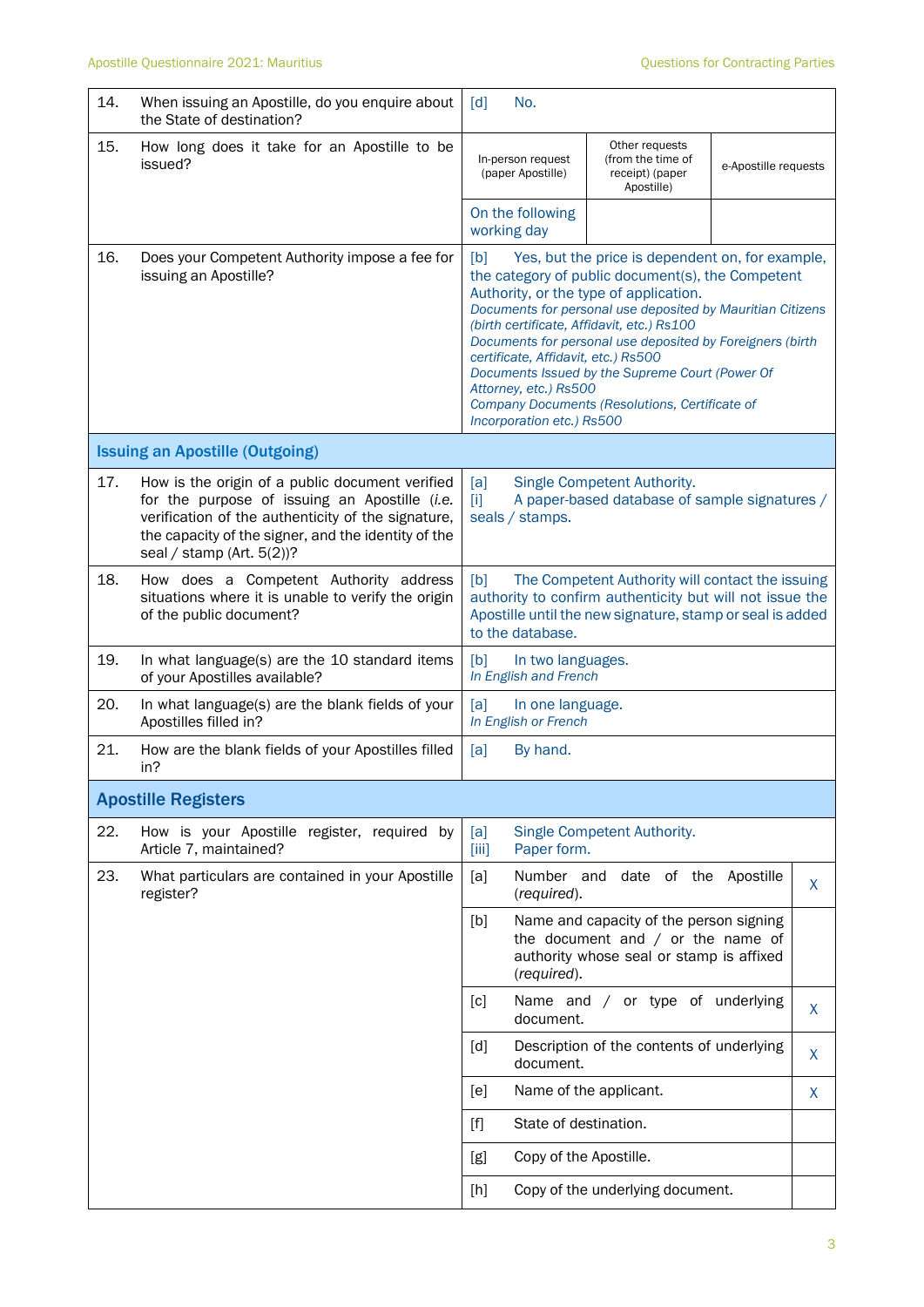| | | | | |
|---|---|---|---|---|
| 14. | When issuing an Apostille, do you enquire about the State of destination? | [d] No. | | |
| 15. | How long does it take for an Apostille to be issued? | In-person request (paper Apostille) | Other requests (from the time of receipt) (paper Apostille) | e-Apostille requests |
| | | On the following working day | | |
| 16. | Does your Competent Authority impose a fee for issuing an Apostille? | [b] Yes, but the price is dependent on, for example, the category of public document(s), the Competent Authority, or the type of application.<br>*Documents for personal use deposited by Mauritian Citizens (birth certificate, Affidavit, etc.) Rs100*<br>*Documents for personal use deposited by Foreigners (birth certificate, Affidavit, etc.) Rs500*<br>*Documents Issued by the Supreme Court (Power Of Attorney, etc.) Rs500*<br>*Company Documents (Resolutions, Certificate of Incorporation etc.) Rs500* | | |

## Issuing an Apostille (Outgoing)

| | | |
|---|---|---|
| 17. | How is the origin of a public document verified for the purpose of issuing an Apostille (*i.e.* verification of the authenticity of the signature, the capacity of the signer, and the identity of the seal / stamp (Art. 5(2))? | [a] Single Competent Authority.<br>[i] A paper-based database of sample signatures / seals / stamps. |
| 18. | How does a Competent Authority address situations where it is unable to verify the origin of the public document? | [b] The Competent Authority will contact the issuing authority to confirm authenticity but will not issue the Apostille until the new signature, stamp or seal is added to the database. |
| 19. | In what language(s) are the 10 standard items of your Apostilles available? | [b] In two languages.<br>*In English and French* |
| 20. | In what language(s) are the blank fields of your Apostilles filled in? | [a] In one language.<br>*In English or French* |
| 21. | How are the blank fields of your Apostilles filled in? | [a] By hand. |

## Apostille Registers

| | | | | |
|---|---|---|---|---|
| 22. | How is your Apostille register, required by Article 7, maintained? | [a] Single Competent Authority.<br>[iii] Paper form. | | |
| 23. | What particulars are contained in your Apostille register? | [a] | Number and date of the Apostille (*required*). | X |
| | | [b] | Name and capacity of the person signing the document and / or the name of authority whose seal or stamp is affixed (*required*). | |
| | | [c] | Name and / or type of underlying document. | X |
| | | [d] | Description of the contents of underlying document. | X |
| | | [e] | Name of the applicant. | X |
| | | [f] | State of destination. | |
| | | [g] | Copy of the Apostille. | |
| | | [h] | Copy of the underlying document. | |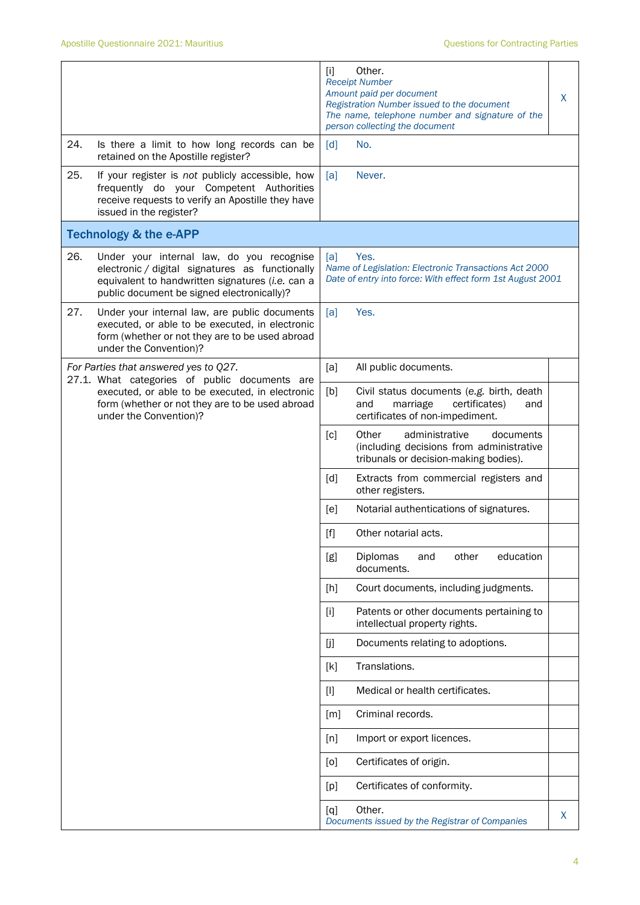| | | |
|---|---|---|
| | [i] Other.<br>*Receipt Number*<br>*Amount paid per document*<br>*Registration Number issued to the document*<br>*The name, telephone number and signature of the person collecting the document* | X |
| 24. Is there a limit to how long records can be retained on the Apostille register? | [d] No. | |
| 25. If your register is *not* publicly accessible, how frequently do your Competent Authorities receive requests to verify an Apostille they have issued in the register? | [a] Never. | |
| **Technology & the e-APP** | | |
| 26. Under your internal law, do you recognise electronic / digital signatures as functionally equivalent to handwritten signatures (*i.e.* can a public document be signed electronically)? | [a] Yes.<br>*Name of Legislation: Electronic Transactions Act 2000*<br>*Date of entry into force: With effect form 1st August 2001* | |
| 27. Under your internal law, are public documents executed, or able to be executed, in electronic form (whether or not they are to be used abroad under the Convention)? | [a] Yes. | |
| *For Parties that answered yes to Q27.*<br>27.1. What categories of public documents are executed, or able to be executed, in electronic form (whether or not they are to be used abroad under the Convention)? | [a] All public documents. | |
| | [b] Civil status documents (*e.g.* birth, death and marriage certificates) and certificates of non-impediment. | |
| | [c] Other administrative documents (including decisions from administrative tribunals or decision-making bodies). | |
| | [d] Extracts from commercial registers and other registers. | |
| | [e] Notarial authentications of signatures. | |
| | [f] Other notarial acts. | |
| | [g] Diplomas and other education documents. | |
| | [h] Court documents, including judgments. | |
| | [i] Patents or other documents pertaining to intellectual property rights. | |
| | [j] Documents relating to adoptions. | |
| | [k] Translations. | |
| | [l] Medical or health certificates. | |
| | [m] Criminal records. | |
| | [n] Import or export licences. | |
| | [o] Certificates of origin. | |
| | [p] Certificates of conformity. | |
| | [q] Other.<br>*Documents issued by the Registrar of Companies* | X |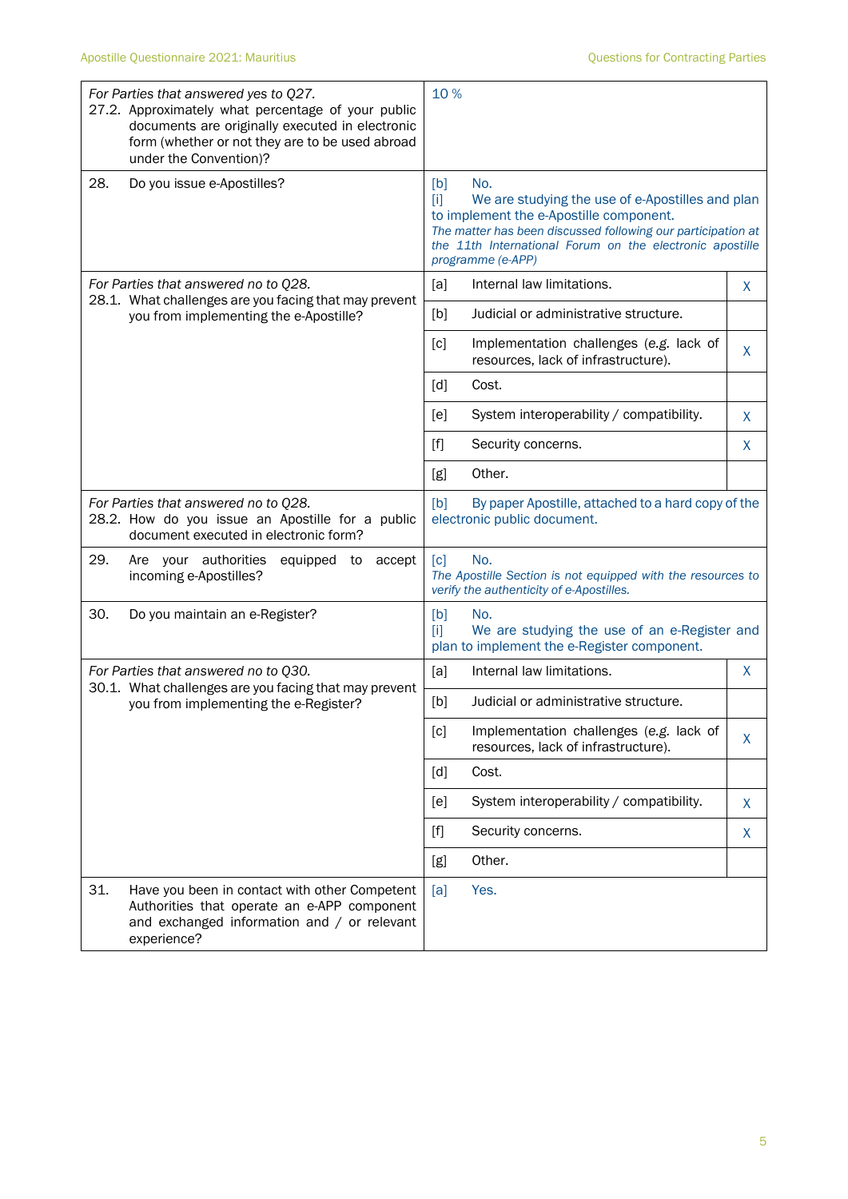| | | | |
|---|---|---|---|
| *For Parties that answered yes to Q27.*<br>27.2. Approximately what percentage of your public documents are originally executed in electronic form (whether or not they are to be used abroad under the Convention)? | 10 % | | |
| 28. Do you issue e-Apostilles? | [b] No.<br>[i] We are studying the use of e-Apostilles and plan to implement the e-Apostille component.<br>*The matter has been discussed following our participation at the 11th International Forum on the electronic apostille programme (e-APP)* | | |
| *For Parties that answered no to Q28.*<br>28.1. What challenges are you facing that may prevent you from implementing the e-Apostille? | [a] | Internal law limitations. | X |
| | [b] | Judicial or administrative structure. | |
| | [c] | Implementation challenges (*e.g.* lack of resources, lack of infrastructure). | X |
| | [d] | Cost. | |
| | [e] | System interoperability / compatibility. | X |
| | [f] | Security concerns. | X |
| | [g] | Other. | |
| *For Parties that answered no to Q28.*<br>28.2. How do you issue an Apostille for a public document executed in electronic form? | [b] By paper Apostille, attached to a hard copy of the electronic public document. | | |
| 29. Are your authorities equipped to accept incoming e-Apostilles? | [c] No.<br>*The Apostille Section is not equipped with the resources to verify the authenticity of e-Apostilles.* | | |
| 30. Do you maintain an e-Register? | [b] No.<br>[i] We are studying the use of an e-Register and plan to implement the e-Register component. | | |
| *For Parties that answered no to Q30.*<br>30.1. What challenges are you facing that may prevent you from implementing the e-Register? | [a] | Internal law limitations. | X |
| | [b] | Judicial or administrative structure. | |
| | [c] | Implementation challenges (*e.g.* lack of resources, lack of infrastructure). | X |
| | [d] | Cost. | |
| | [e] | System interoperability / compatibility. | X |
| | [f] | Security concerns. | X |
| | [g] | Other. | |
| 31. Have you been in contact with other Competent Authorities that operate an e-APP component and exchanged information and / or relevant experience? | [a] Yes. | | |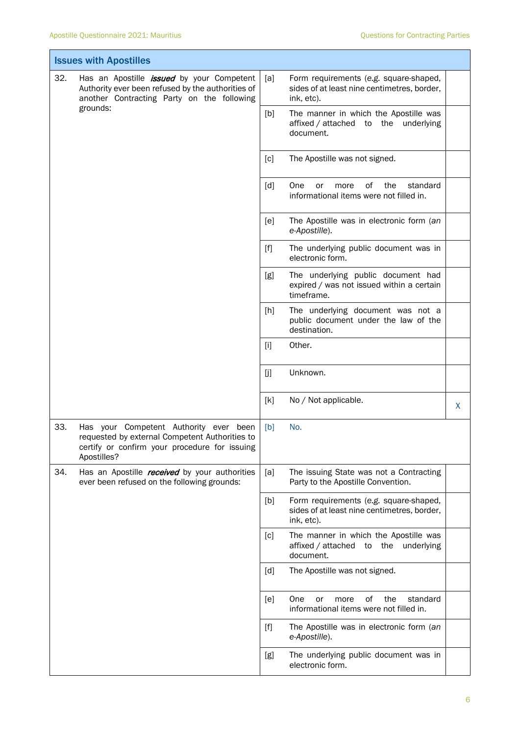| Issues with Apostilles | | | |
|---|---|---|---|
| 32. Has an Apostille ***issued*** by your Competent Authority ever been refused by the authorities of another Contracting Party on the following grounds: | [a] | Form requirements (*e.g.* square-shaped, sides of at least nine centimetres, border, ink, etc). | |
| | [b] | The manner in which the Apostille was affixed / attached to the underlying document. | |
| | [c] | The Apostille was not signed. | |
| | [d] | One or more of the standard informational items were not filled in. | |
| | [e] | The Apostille was in electronic form (*an e-Apostille*). | |
| | [f] | The underlying public document was in electronic form. | |
| | [g] | The underlying public document had expired / was not issued within a certain timeframe. | |
| | [h] | The underlying document was not a public document under the law of the destination. | |
| | [i] | Other. | |
| | [j] | Unknown. | |
| | [k] | No / Not applicable. | X |
| 33. Has your Competent Authority ever been requested by external Competent Authorities to certify or confirm your procedure for issuing Apostilles? | [b] | No. | |
| 34. Has an Apostille ***received*** by your authorities ever been refused on the following grounds: | [a] | The issuing State was not a Contracting Party to the Apostille Convention. | |
| | [b] | Form requirements (*e.g.* square-shaped, sides of at least nine centimetres, border, ink, etc). | |
| | [c] | The manner in which the Apostille was affixed / attached to the underlying document. | |
| | [d] | The Apostille was not signed. | |
| | [e] | One or more of the standard informational items were not filled in. | |
| | [f] | The Apostille was in electronic form (*an e-Apostille*). | |
| | [g] | The underlying public document was in electronic form. | |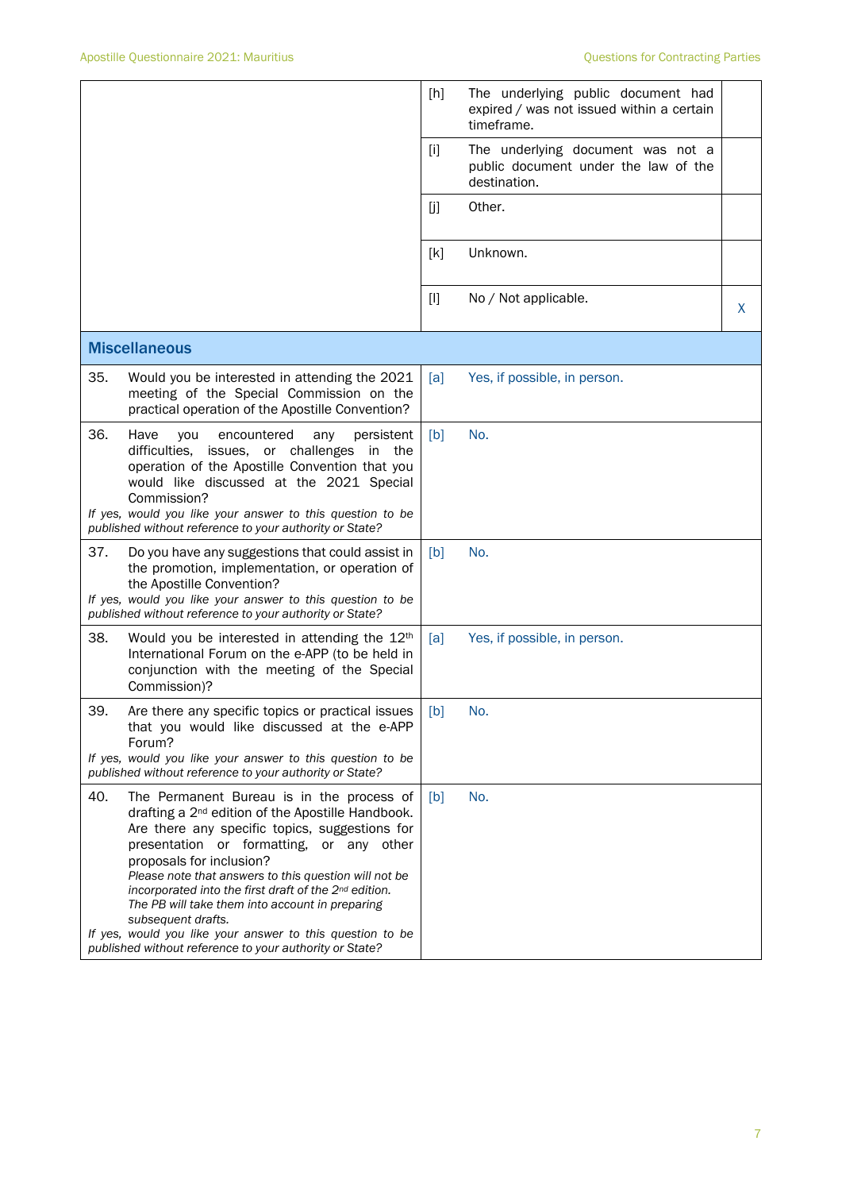| | | | |
|---|---|---|---|
| | [h] | The underlying public document had expired / was not issued within a certain timeframe. | |
| | [i] | The underlying document was not a public document under the law of the destination. | |
| | [j] | Other. | |
| | [k] | Unknown. | |
| | [l] | No / Not applicable. | X |

## Miscellaneous

| | | |
|---|---|---|
| 35. Would you be interested in attending the 2021 meeting of the Special Commission on the practical operation of the Apostille Convention? | [a] | Yes, if possible, in person. |
| 36. Have you encountered any persistent difficulties, issues, or challenges in the operation of the Apostille Convention that you would like discussed at the 2021 Special Commission? *If yes, would you like your answer to this question to be published without reference to your authority or State?* | [b] | No. |
| 37. Do you have any suggestions that could assist in the promotion, implementation, or operation of the Apostille Convention? *If yes, would you like your answer to this question to be published without reference to your authority or State?* | [b] | No. |
| 38. Would you be interested in attending the 12th International Forum on the e-APP (to be held in conjunction with the meeting of the Special Commission)? | [a] | Yes, if possible, in person. |
| 39. Are there any specific topics or practical issues that you would like discussed at the e-APP Forum? *If yes, would you like your answer to this question to be published without reference to your authority or State?* | [b] | No. |
| 40. The Permanent Bureau is in the process of drafting a 2nd edition of the Apostille Handbook. Are there any specific topics, suggestions for presentation or formatting, or any other proposals for inclusion? *Please note that answers to this question will not be incorporated into the first draft of the 2nd edition. The PB will take them into account in preparing subsequent drafts.* *If yes, would you like your answer to this question to be published without reference to your authority or State?* | [b] | No. |